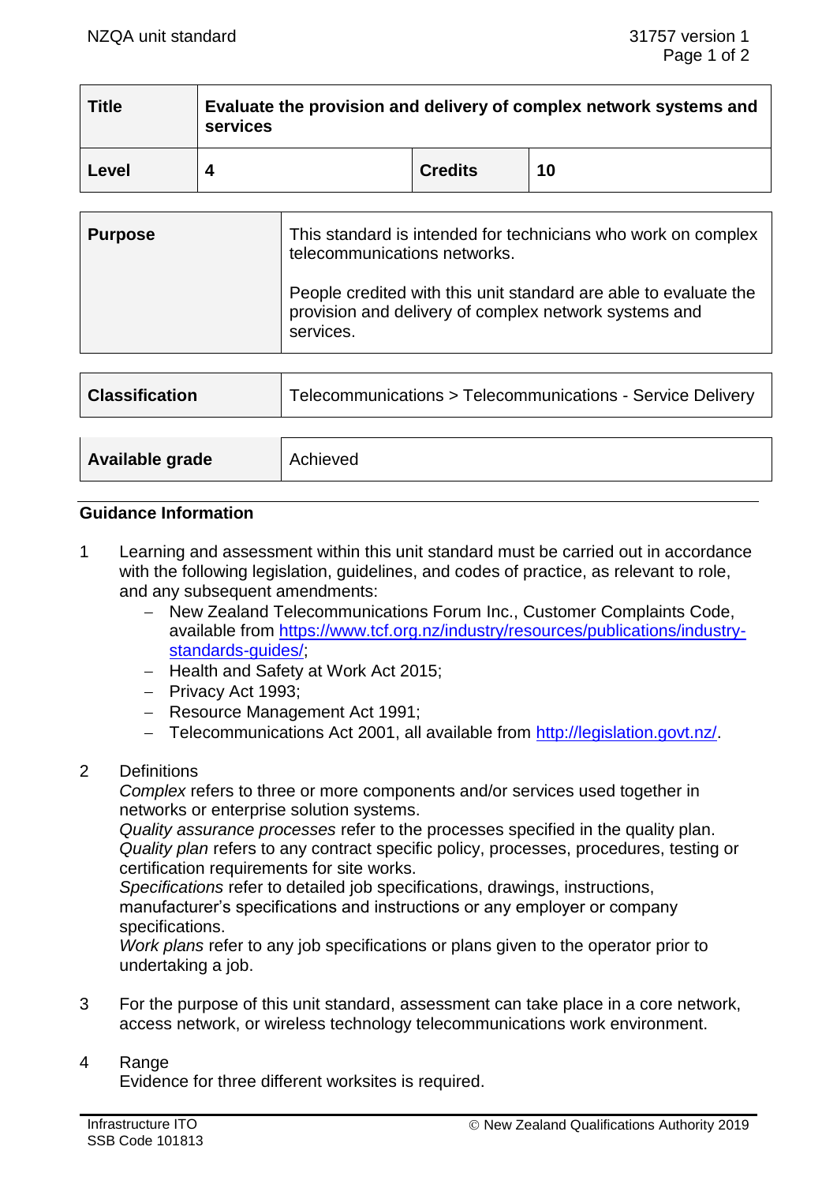| Title | Evaluate the provision and delivery of complex network systems and services | | |
|---|---|---|---|
| Level | 4 | Credits | 10 |

| Purpose | This standard is intended for technicians who work on complex telecommunications networks.<br><br>People credited with this unit standard are able to evaluate the provision and delivery of complex network systems and services. |
|---|---|

| Classification | Telecommunications > Telecommunications - Service Delivery |
|---|---|

| Available grade | Achieved |
|---|---|

## Guidance Information

1 Learning and assessment within this unit standard must be carried out in accordance with the following legislation, guidelines, and codes of practice, as relevant to role, and any subsequent amendments:
   - New Zealand Telecommunications Forum Inc., Customer Complaints Code, available from https://www.tcf.org.nz/industry/resources/publications/industry-standards-guides/;
   - Health and Safety at Work Act 2015;
   - Privacy Act 1993;
   - Resource Management Act 1991;
   - Telecommunications Act 2001, all available from http://legislation.govt.nz/.

2 Definitions
   *Complex* refers to three or more components and/or services used together in networks or enterprise solution systems.
   *Quality assurance processes* refer to the processes specified in the quality plan.
   *Quality plan* refers to any contract specific policy, processes, procedures, testing or certification requirements for site works.
   *Specifications* refer to detailed job specifications, drawings, instructions, manufacturer's specifications and instructions or any employer or company specifications.
   *Work plans* refer to any job specifications or plans given to the operator prior to undertaking a job.

3 For the purpose of this unit standard, assessment can take place in a core network, access network, or wireless technology telecommunications work environment.

4 Range
   Evidence for three different worksites is required.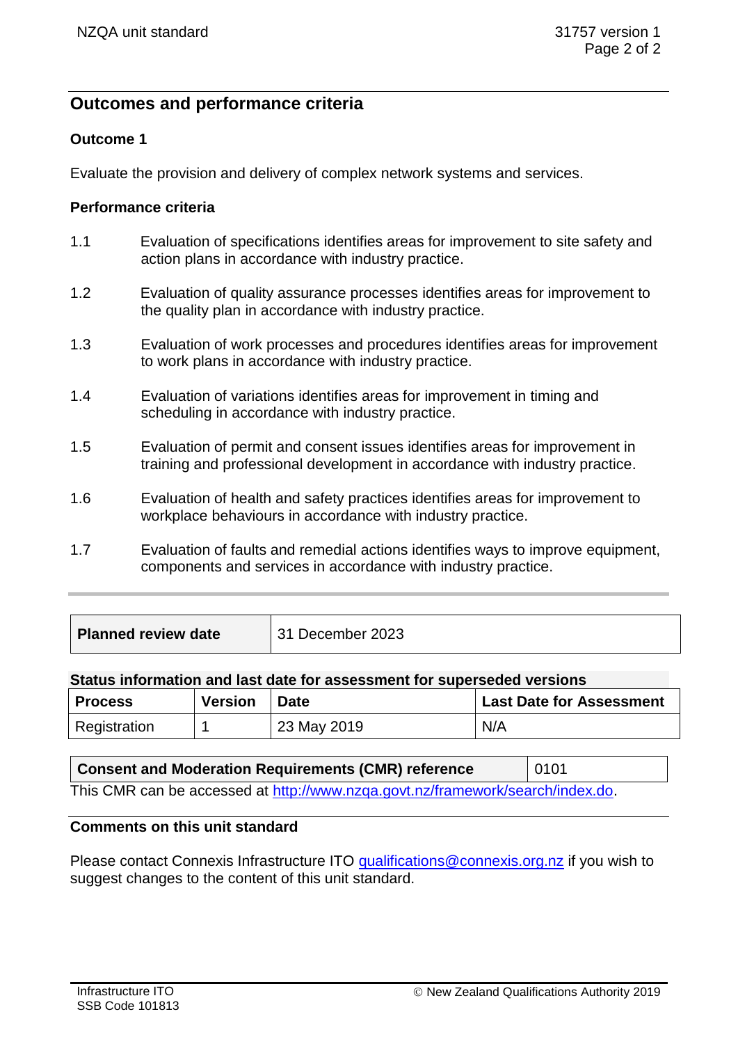## Outcomes and performance criteria

### Outcome 1

Evaluate the provision and delivery of complex network systems and services.

#### Performance criteria

1.1 Evaluation of specifications identifies areas for improvement to site safety and action plans in accordance with industry practice.

1.2 Evaluation of quality assurance processes identifies areas for improvement to the quality plan in accordance with industry practice.

1.3 Evaluation of work processes and procedures identifies areas for improvement to work plans in accordance with industry practice.

1.4 Evaluation of variations identifies areas for improvement in timing and scheduling in accordance with industry practice.

1.5 Evaluation of permit and consent issues identifies areas for improvement in training and professional development in accordance with industry practice.

1.6 Evaluation of health and safety practices identifies areas for improvement to workplace behaviours in accordance with industry practice.

1.7 Evaluation of faults and remedial actions identifies ways to improve equipment, components and services in accordance with industry practice.

| | |
|---|---|
| **Planned review date** | 31 December 2023 |

**Status information and last date for assessment for superseded versions**

| Process | Version | Date | Last Date for Assessment |
|---|---|---|---|
| Registration | 1 | 23 May 2019 | N/A |

| | |
|---|---|
| **Consent and Moderation Requirements (CMR) reference** | 0101 |

This CMR can be accessed at http://www.nzqa.govt.nz/framework/search/index.do.

### Comments on this unit standard

Please contact Connexis Infrastructure ITO qualifications@connexis.org.nz if you wish to suggest changes to the content of this unit standard.